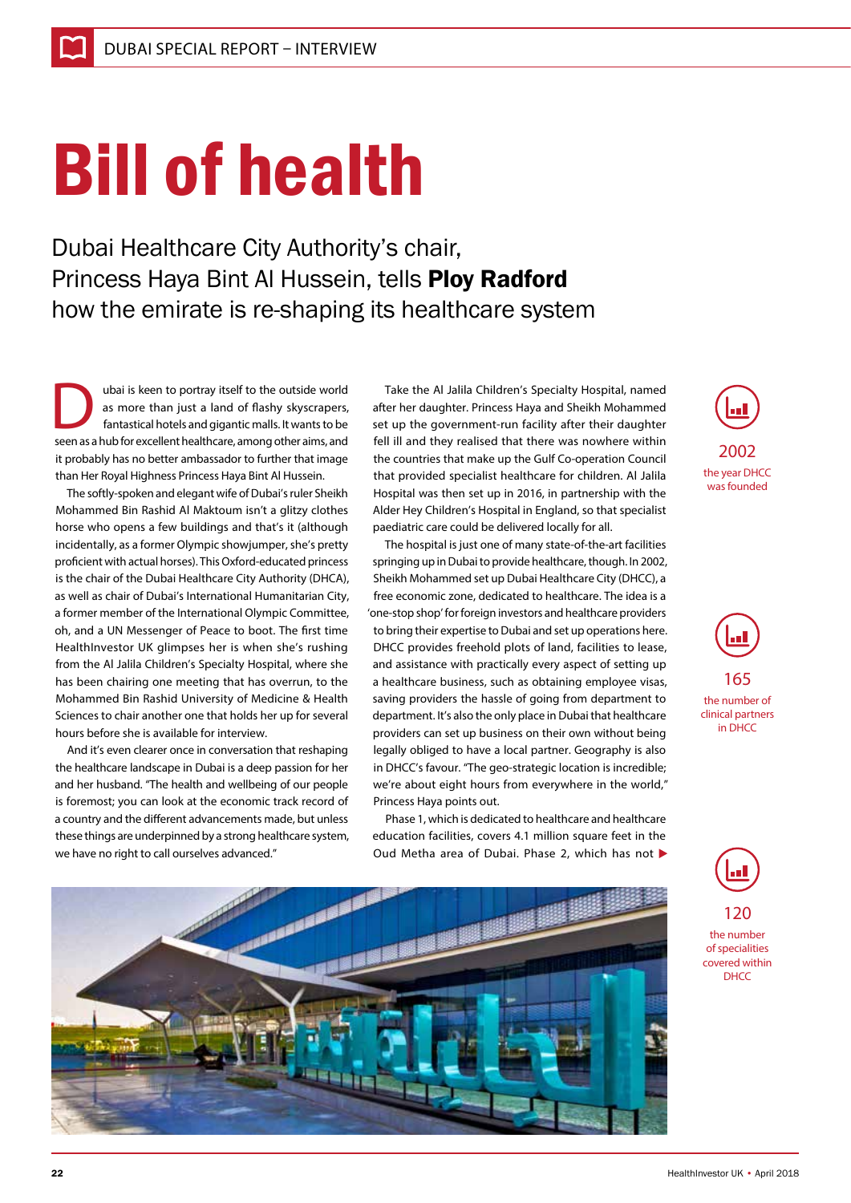# Bill of health

Dubai Healthcare City Authority's chair, Princess Haya Bint Al Hussein, tells **Ploy Radford** how the emirate is re-shaping its healthcare system

Dubai is keen to portray itself to the outside world as more than just a land of flashy skyscrapers, fantastical hotels and gigantic malls. It wants to be seen as a hub for excellent healthcare, among other aims, and it probably has no better ambassador to further that image than Her Royal Highness Princess Haya Bint Al Hussein.

The softly-spoken and elegant wife of Dubai's ruler Sheikh Mohammed Bin Rashid Al Maktoum isn't a glitzy clothes horse who opens a few buildings and that's it (although incidentally, as a former Olympic showjumper, she's pretty proficient with actual horses). This Oxford-educated princess is the chair of the Dubai Healthcare City Authority (DHCA), as well as chair of Dubai's International Humanitarian City, a former member of the International Olympic Committee, oh, and a UN Messenger of Peace to boot. The first time HealthInvestor UK glimpses her is when she's rushing from the Al Jalila Children's Specialty Hospital, where she has been chairing one meeting that has overrun, to the Mohammed Bin Rashid University of Medicine & Health Sciences to chair another one that holds her up for several hours before she is available for interview.

And it's even clearer once in conversation that reshaping the healthcare landscape in Dubai is a deep passion for her and her husband. "The health and wellbeing of our people is foremost; you can look at the economic track record of a country and the different advancements made, but unless these things are underpinned by a strong healthcare system, we have no right to call ourselves advanced."

Take the Al Jalila Children's Specialty Hospital, named after her daughter. Princess Haya and Sheikh Mohammed set up the government-run facility after their daughter fell ill and they realised that there was nowhere within the countries that make up the Gulf Co-operation Council that provided specialist healthcare for children. Al Jalila Hospital was then set up in 2016, in partnership with the Alder Hey Children's Hospital in England, so that specialist paediatric care could be delivered locally for all.

The hospital is just one of many state-of-the-art facilities springing up in Dubai to provide healthcare, though. In 2002, Sheikh Mohammed set up Dubai Healthcare City (DHCC), a free economic zone, dedicated to healthcare. The idea is a 'one-stop shop' for foreign investors and healthcare providers to bring their expertise to Dubai and set up operations here. DHCC provides freehold plots of land, facilities to lease, and assistance with practically every aspect of setting up a healthcare business, such as obtaining employee visas, saving providers the hassle of going from department to department. It's also the only place in Dubai that healthcare providers can set up business on their own without being legally obliged to have a local partner. Geography is also in DHCC's favour. "The geo-strategic location is incredible; we're about eight hours from everywhere in the world," Princess Haya points out.

Phase 1, which is dedicated to healthcare and healthcare education facilities, covers 4.1 million square feet in the Oud Metha area of Dubai. Phase 2, which has not ▶

**2002**
the year DHCC was founded

**165**
the number of clinical partners in DHCC

**120**
the number of specialities covered within DHCC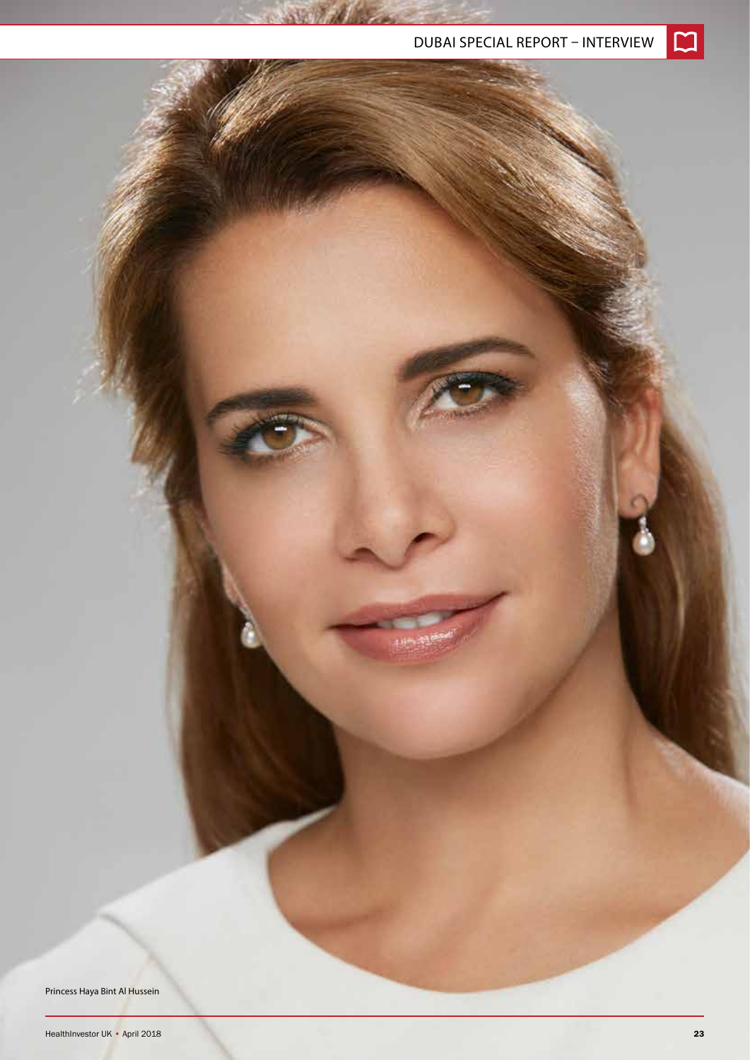Princess Haya Bint Al Hussein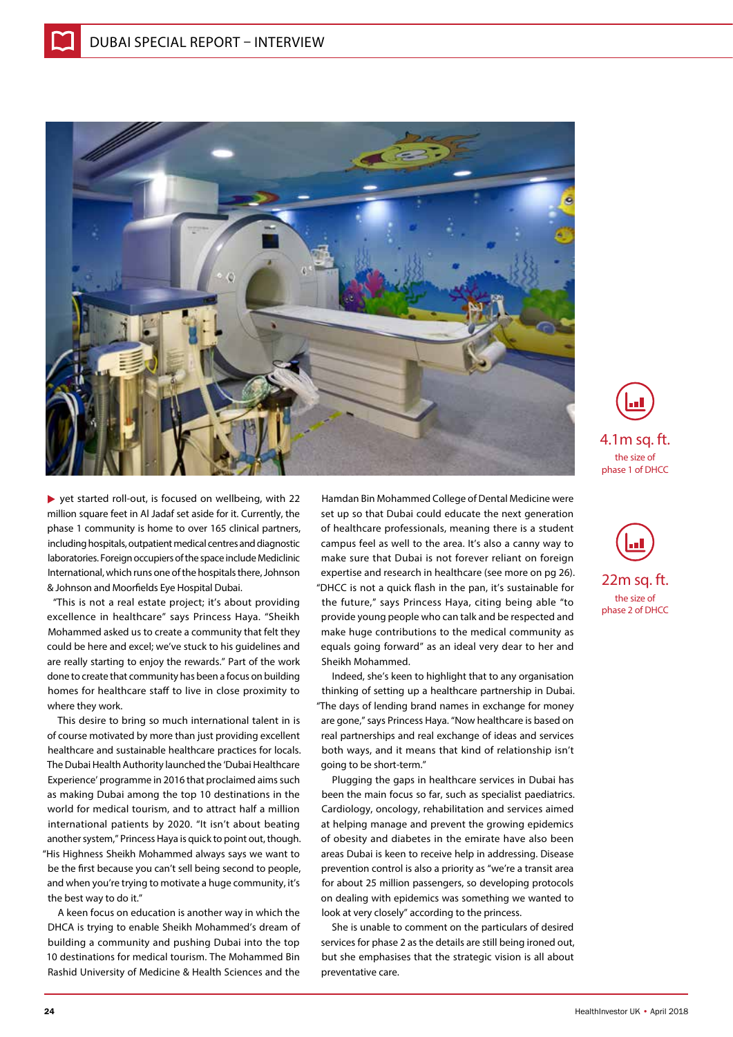yet started roll-out, is focused on wellbeing, with 22 million square feet in Al Jadaf set aside for it. Currently, the phase 1 community is home to over 165 clinical partners, including hospitals, outpatient medical centres and diagnostic laboratories. Foreign occupiers of the space include Mediclinic International, which runs one of the hospitals there, Johnson & Johnson and Moorfields Eye Hospital Dubai.

"This is not a real estate project; it's about providing excellence in healthcare" says Princess Haya. "Sheikh Mohammed asked us to create a community that felt they could be here and excel; we've stuck to his guidelines and are really starting to enjoy the rewards." Part of the work done to create that community has been a focus on building homes for healthcare staff to live in close proximity to where they work.

This desire to bring so much international talent in is of course motivated by more than just providing excellent healthcare and sustainable healthcare practices for locals. The Dubai Health Authority launched the 'Dubai Healthcare Experience' programme in 2016 that proclaimed aims such as making Dubai among the top 10 destinations in the world for medical tourism, and to attract half a million international patients by 2020. "It isn't about beating another system," Princess Haya is quick to point out, though. "His Highness Sheikh Mohammed always says we want to be the first because you can't sell being second to people, and when you're trying to motivate a huge community, it's the best way to do it."

A keen focus on education is another way in which the DHCA is trying to enable Sheikh Mohammed's dream of building a community and pushing Dubai into the top 10 destinations for medical tourism. The Mohammed Bin Rashid University of Medicine & Health Sciences and the Hamdan Bin Mohammed College of Dental Medicine were set up so that Dubai could educate the next generation of healthcare professionals, meaning there is a student campus feel as well to the area. It's also a canny way to make sure that Dubai is not forever reliant on foreign expertise and research in healthcare (see more on pg 26). "DHCC is not a quick flash in the pan, it's sustainable for the future," says Princess Haya, citing being able "to provide young people who can talk and be respected and make huge contributions to the medical community as equals going forward" as an ideal very dear to her and Sheikh Mohammed.

Indeed, she's keen to highlight that to any organisation thinking of setting up a healthcare partnership in Dubai. "The days of lending brand names in exchange for money are gone," says Princess Haya. "Now healthcare is based on real partnerships and real exchange of ideas and services both ways, and it means that kind of relationship isn't going to be short-term."

Plugging the gaps in healthcare services in Dubai has been the main focus so far, such as specialist paediatrics. Cardiology, oncology, rehabilitation and services aimed at helping manage and prevent the growing epidemics of obesity and diabetes in the emirate have also been areas Dubai is keen to receive help in addressing. Disease prevention control is also a priority as "we're a transit area for about 25 million passengers, so developing protocols on dealing with epidemics was something we wanted to look at very closely" according to the princess.

She is unable to comment on the particulars of desired services for phase 2 as the details are still being ironed out, but she emphasises that the strategic vision is all about preventative care.

**4.1m sq. ft.**
the size of phase 1 of DHCC

**22m sq. ft.**
the size of phase 2 of DHCC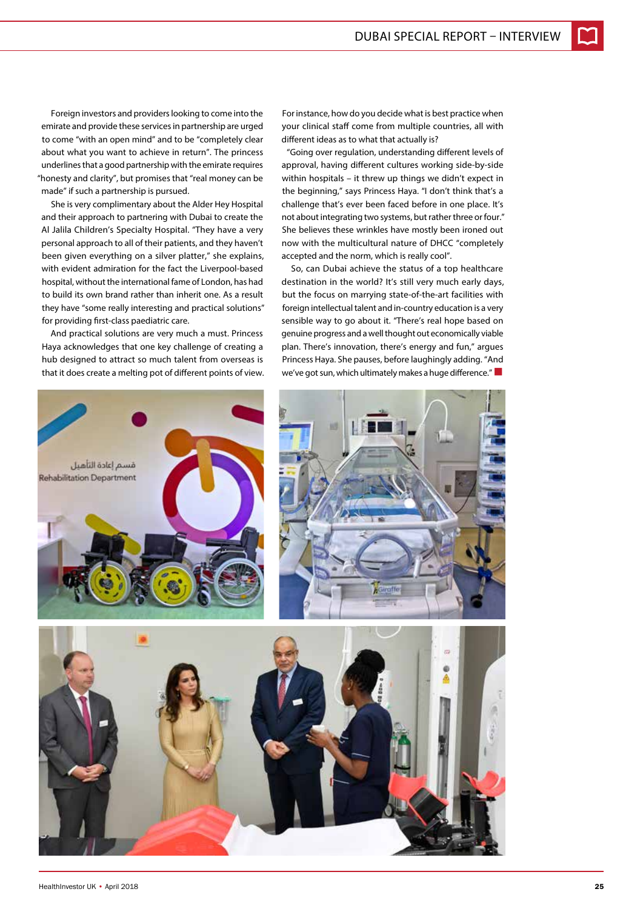Foreign investors and providers looking to come into the emirate and provide these services in partnership are urged to come "with an open mind" and to be "completely clear about what you want to achieve in return". The princess underlines that a good partnership with the emirate requires "honesty and clarity", but promises that "real money can be made" if such a partnership is pursued.

She is very complimentary about the Alder Hey Hospital and their approach to partnering with Dubai to create the Al Jalila Children's Specialty Hospital. "They have a very personal approach to all of their patients, and they haven't been given everything on a silver platter," she explains, with evident admiration for the fact the Liverpool-based hospital, without the international fame of London, has had to build its own brand rather than inherit one. As a result they have "some really interesting and practical solutions" for providing first-class paediatric care.

And practical solutions are very much a must. Princess Haya acknowledges that one key challenge of creating a hub designed to attract so much talent from overseas is that it does create a melting pot of different points of view. For instance, how do you decide what is best practice when your clinical staff come from multiple countries, all with different ideas as to what that actually is?

"Going over regulation, understanding different levels of approval, having different cultures working side-by-side within hospitals – it threw up things we didn't expect in the beginning," says Princess Haya. "I don't think that's a challenge that's ever been faced before in one place. It's not about integrating two systems, but rather three or four." She believes these wrinkles have mostly been ironed out now with the multicultural nature of DHCC "completely accepted and the norm, which is really cool".

So, can Dubai achieve the status of a top healthcare destination in the world? It's still very much early days, but the focus on marrying state-of-the-art facilities with foreign intellectual talent and in-country education is a very sensible way to go about it. "There's real hope based on genuine progress and a well thought out economically viable plan. There's innovation, there's energy and fun," argues Princess Haya. She pauses, before laughingly adding. "And we've got sun, which ultimately makes a huge difference."